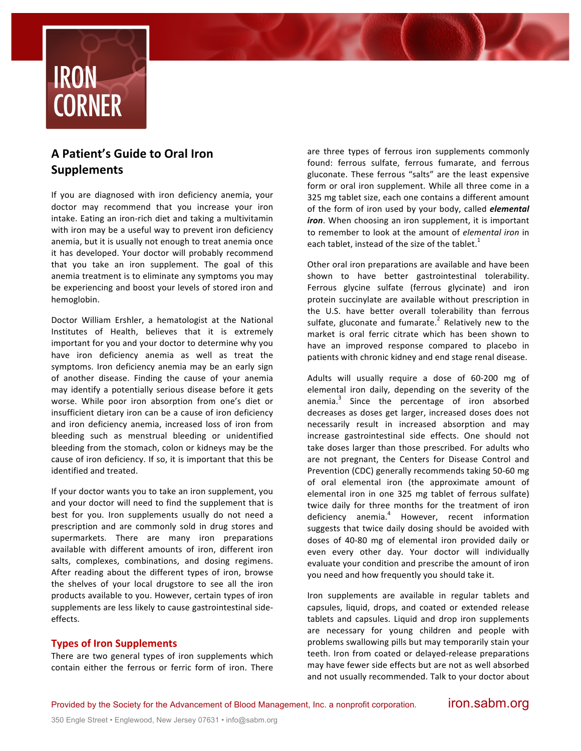# IRON CORNER

## A Patient's Guide to Oral Iron Supplements

If you are diagnosed with iron deficiency anemia, your doctor may recommend that you increase your iron intake. Eating an iron-rich diet and taking a multivitamin with iron may be a useful way to prevent iron deficiency anemia, but it is usually not enough to treat anemia once it has developed. Your doctor will probably recommend that you take an iron supplement. The goal of this anemia treatment is to eliminate any symptoms you may be experiencing and boost your levels of stored iron and hemoglobin.

Doctor William Ershler, a hematologist at the National Institutes of Health, believes that it is extremely important for you and your doctor to determine why you have iron deficiency anemia as well as treat the symptoms. Iron deficiency anemia may be an early sign of another disease. Finding the cause of your anemia may identify a potentially serious disease before it gets worse. While poor iron absorption from one's diet or insufficient dietary iron can be a cause of iron deficiency and iron deficiency anemia, increased loss of iron from bleeding such as menstrual bleeding or unidentified bleeding from the stomach, colon or kidneys may be the cause of iron deficiency. If so, it is important that this be identified and treated.

If your doctor wants you to take an iron supplement, you and your doctor will need to find the supplement that is best for you. Iron supplements usually do not need a prescription and are commonly sold in drug stores and supermarkets. There are many iron preparations available with different amounts of iron, different iron salts, complexes, combinations, and dosing regimens. After reading about the different types of iron, browse the shelves of your local drugstore to see all the iron products available to you. However, certain types of iron supplements are less likely to cause gastrointestinal side-effects.

### Types of Iron Supplements

There are two general types of iron supplements which contain either the ferrous or ferric form of iron. There are three types of ferrous iron supplements commonly found: ferrous sulfate, ferrous fumarate, and ferrous gluconate. These ferrous "salts" are the least expensive form or oral iron supplement. While all three come in a 325 mg tablet size, each one contains a different amount of the form of iron used by your body, called ***elemental iron***. When choosing an iron supplement, it is important to remember to look at the amount of *elemental iron* in each tablet, instead of the size of the tablet.[1]

Other oral iron preparations are available and have been shown to have better gastrointestinal tolerability. Ferrous glycine sulfate (ferrous glycinate) and iron protein succinylate are available without prescription in the U.S. have better overall tolerability than ferrous sulfate, gluconate and fumarate.[2] Relatively new to the market is oral ferric citrate which has been shown to have an improved response compared to placebo in patients with chronic kidney and end stage renal disease.

Adults will usually require a dose of 60-200 mg of elemental iron daily, depending on the severity of the anemia.[3] Since the percentage of iron absorbed decreases as doses get larger, increased doses does not necessarily result in increased absorption and may increase gastrointestinal side effects. One should not take doses larger than those prescribed. For adults who are not pregnant, the Centers for Disease Control and Prevention (CDC) generally recommends taking 50-60 mg of oral elemental iron (the approximate amount of elemental iron in one 325 mg tablet of ferrous sulfate) twice daily for three months for the treatment of iron deficiency anemia.[4] However, recent information suggests that twice daily dosing should be avoided with doses of 40-80 mg of elemental iron provided daily or even every other day. Your doctor will individually evaluate your condition and prescribe the amount of iron you need and how frequently you should take it.

Iron supplements are available in regular tablets and capsules, liquid, drops, and coated or extended release tablets and capsules. Liquid and drop iron supplements are necessary for young children and people with problems swallowing pills but may temporarily stain your teeth. Iron from coated or delayed-release preparations may have fewer side effects but are not as well absorbed and not usually recommended. Talk to your doctor about

Provided by the Society for the Advancement of Blood Management, Inc. a nonprofit corporation. iron.sabm.org

350 Engle Street • Englewood, New Jersey 07631 • info@sabm.org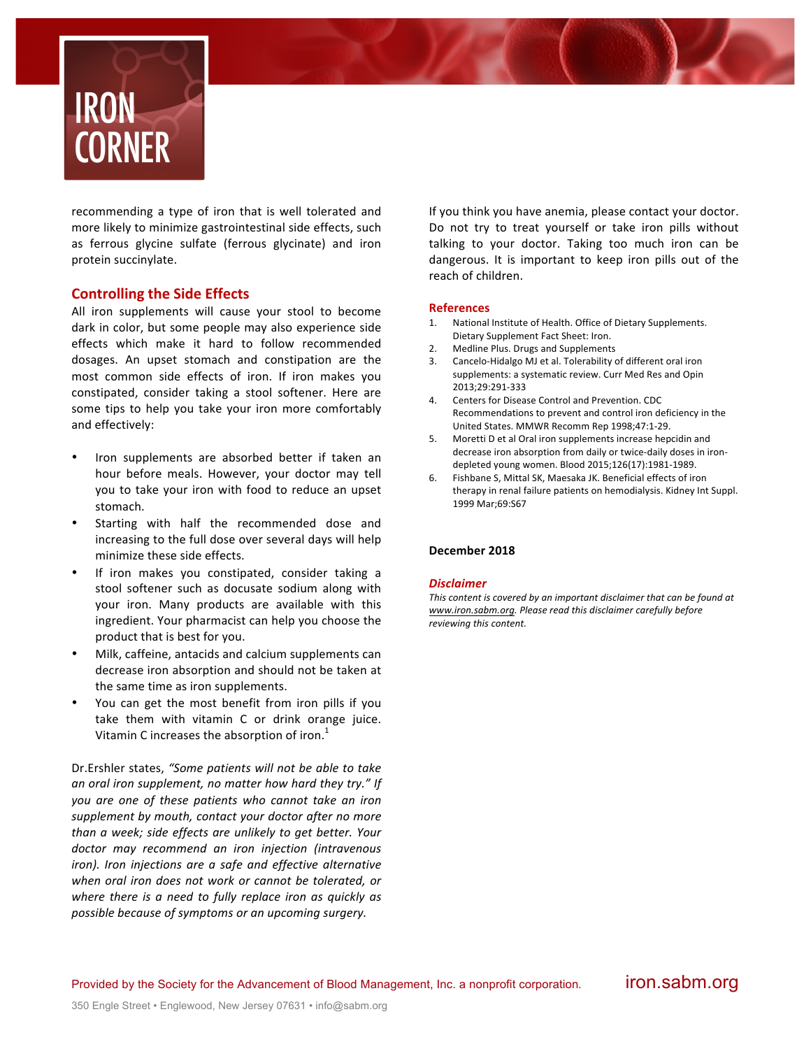# IRON CORNER

recommending a type of iron that is well tolerated and more likely to minimize gastrointestinal side effects, such as ferrous glycine sulfate (ferrous glycinate) and iron protein succinylate.

## Controlling the Side Effects

All iron supplements will cause your stool to become dark in color, but some people may also experience side effects which make it hard to follow recommended dosages. An upset stomach and constipation are the most common side effects of iron. If iron makes you constipated, consider taking a stool softener. Here are some tips to help you take your iron more comfortably and effectively:

- Iron supplements are absorbed better if taken an hour before meals. However, your doctor may tell you to take your iron with food to reduce an upset stomach.
- Starting with half the recommended dose and increasing to the full dose over several days will help minimize these side effects.
- If iron makes you constipated, consider taking a stool softener such as docusate sodium along with your iron. Many products are available with this ingredient. Your pharmacist can help you choose the product that is best for you.
- Milk, caffeine, antacids and calcium supplements can decrease iron absorption and should not be taken at the same time as iron supplements.
- You can get the most benefit from iron pills if you take them with vitamin C or drink orange juice. Vitamin C increases the absorption of iron.[1]

Dr.Ershler states, *"Some patients will not be able to take an oral iron supplement, no matter how hard they try." If you are one of these patients who cannot take an iron supplement by mouth, contact your doctor after no more than a week; side effects are unlikely to get better. Your doctor may recommend an iron injection (intravenous iron). Iron injections are a safe and effective alternative when oral iron does not work or cannot be tolerated, or where there is a need to fully replace iron as quickly as possible because of symptoms or an upcoming surgery.*

If you think you have anemia, please contact your doctor. Do not try to treat yourself or take iron pills without talking to your doctor. Taking too much iron can be dangerous. It is important to keep iron pills out of the reach of children.

## References

1. National Institute of Health. Office of Dietary Supplements. Dietary Supplement Fact Sheet: Iron.
2. Medline Plus. Drugs and Supplements
3. Cancelo-Hidalgo MJ et al. Tolerability of different oral iron supplements: a systematic review. Curr Med Res and Opin 2013;29:291-333
4. Centers for Disease Control and Prevention. CDC Recommendations to prevent and control iron deficiency in the United States. MMWR Recomm Rep 1998;47:1-29.
5. Moretti D et al Oral iron supplements increase hepcidin and decrease iron absorption from daily or twice-daily doses in iron-depleted young women. Blood 2015;126(17):1981-1989.
6. Fishbane S, Mittal SK, Maesaka JK. Beneficial effects of iron therapy in renal failure patients on hemodialysis. Kidney Int Suppl. 1999 Mar;69:S67

**December 2018**

***Disclaimer***

*This content is covered by an important disclaimer that can be found at www.iron.sabm.org. Please read this disclaimer carefully before reviewing this content.*

Provided by the Society for the Advancement of Blood Management, Inc. a nonprofit corporation. iron.sabm.org

350 Engle Street • Englewood, New Jersey 07631 • info@sabm.org